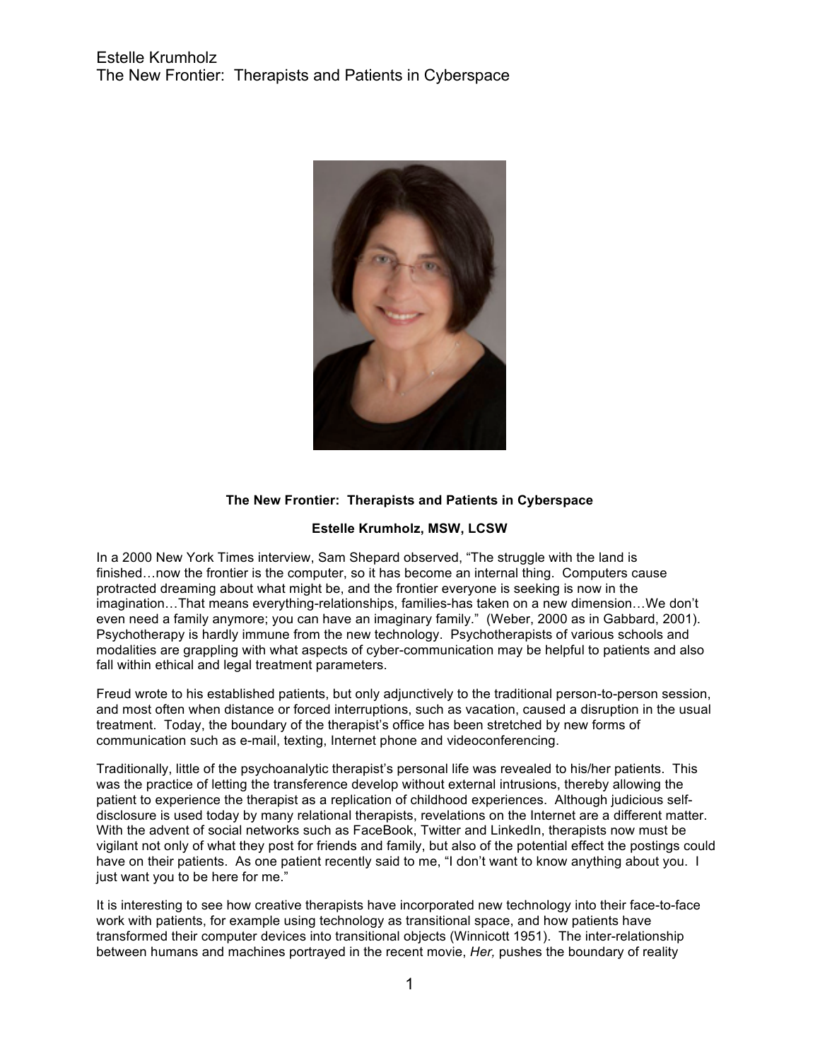# The New Frontier: Therapists and Patients in Cyberspace

**Estelle Krumholz, MSW, LCSW**

In a 2000 New York Times interview, Sam Shepard observed, "The struggle with the land is finished…now the frontier is the computer, so it has become an internal thing. Computers cause protracted dreaming about what might be, and the frontier everyone is seeking is now in the imagination…That means everything-relationships, families-has taken on a new dimension…We don't even need a family anymore; you can have an imaginary family." (Weber, 2000 as in Gabbard, 2001). Psychotherapy is hardly immune from the new technology. Psychotherapists of various schools and modalities are grappling with what aspects of cyber-communication may be helpful to patients and also fall within ethical and legal treatment parameters.

Freud wrote to his established patients, but only adjunctively to the traditional person-to-person session, and most often when distance or forced interruptions, such as vacation, caused a disruption in the usual treatment. Today, the boundary of the therapist's office has been stretched by new forms of communication such as e-mail, texting, Internet phone and videoconferencing.

Traditionally, little of the psychoanalytic therapist's personal life was revealed to his/her patients. This was the practice of letting the transference develop without external intrusions, thereby allowing the patient to experience the therapist as a replication of childhood experiences. Although judicious self-disclosure is used today by many relational therapists, revelations on the Internet are a different matter. With the advent of social networks such as FaceBook, Twitter and LinkedIn, therapists now must be vigilant not only of what they post for friends and family, but also of the potential effect the postings could have on their patients. As one patient recently said to me, "I don't want to know anything about you. I just want you to be here for me."

It is interesting to see how creative therapists have incorporated new technology into their face-to-face work with patients, for example using technology as transitional space, and how patients have transformed their computer devices into transitional objects (Winnicott 1951). The inter-relationship between humans and machines portrayed in the recent movie, *Her,* pushes the boundary of reality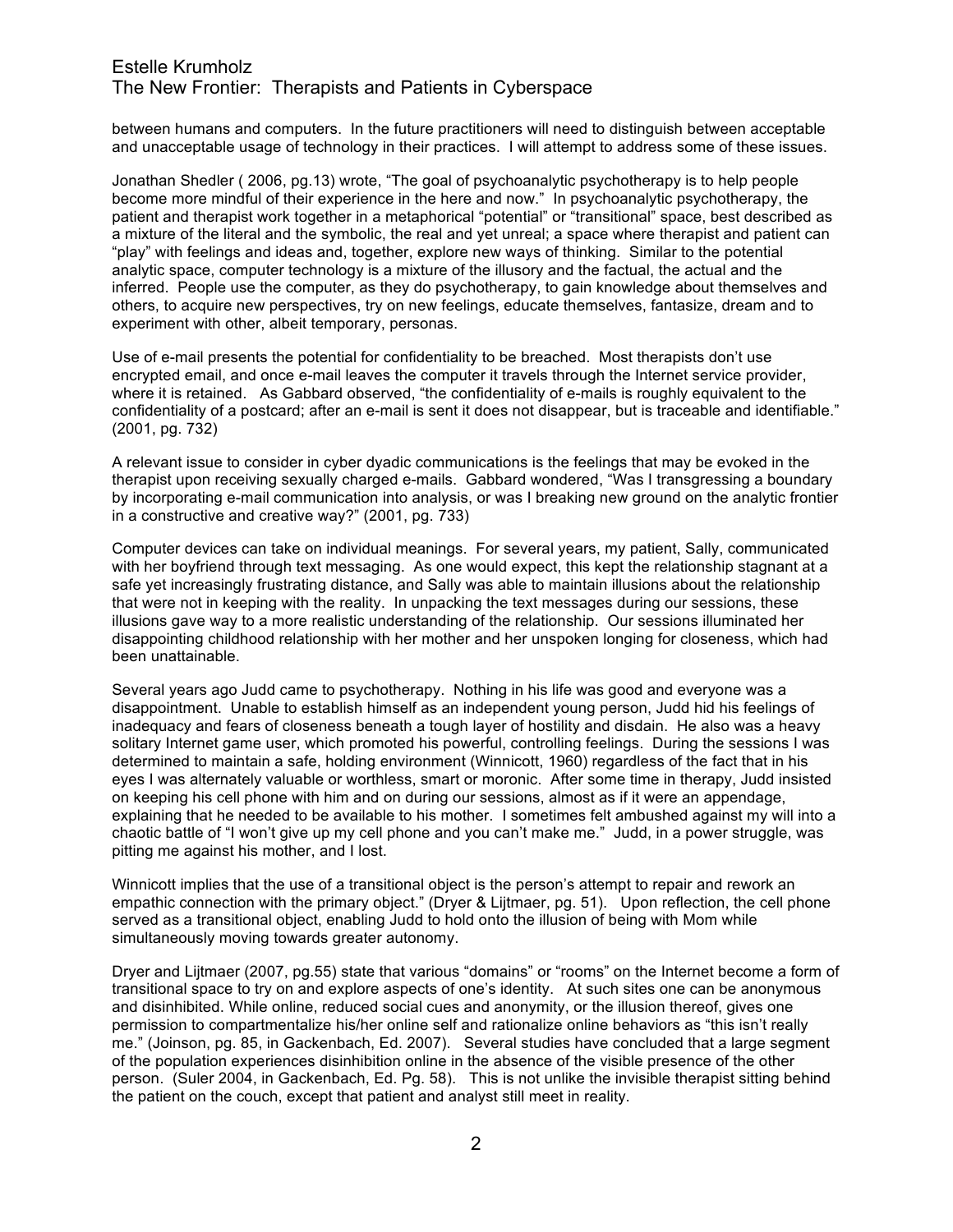between humans and computers. In the future practitioners will need to distinguish between acceptable and unacceptable usage of technology in their practices. I will attempt to address some of these issues.

Jonathan Shedler ( 2006, pg.13) wrote, "The goal of psychoanalytic psychotherapy is to help people become more mindful of their experience in the here and now." In psychoanalytic psychotherapy, the patient and therapist work together in a metaphorical "potential" or "transitional" space, best described as a mixture of the literal and the symbolic, the real and yet unreal; a space where therapist and patient can "play" with feelings and ideas and, together, explore new ways of thinking. Similar to the potential analytic space, computer technology is a mixture of the illusory and the factual, the actual and the inferred. People use the computer, as they do psychotherapy, to gain knowledge about themselves and others, to acquire new perspectives, try on new feelings, educate themselves, fantasize, dream and to experiment with other, albeit temporary, personas.

Use of e-mail presents the potential for confidentiality to be breached. Most therapists don't use encrypted email, and once e-mail leaves the computer it travels through the Internet service provider, where it is retained. As Gabbard observed, "the confidentiality of e-mails is roughly equivalent to the confidentiality of a postcard; after an e-mail is sent it does not disappear, but is traceable and identifiable." (2001, pg. 732)

A relevant issue to consider in cyber dyadic communications is the feelings that may be evoked in the therapist upon receiving sexually charged e-mails. Gabbard wondered, "Was I transgressing a boundary by incorporating e-mail communication into analysis, or was I breaking new ground on the analytic frontier in a constructive and creative way?" (2001, pg. 733)

Computer devices can take on individual meanings. For several years, my patient, Sally, communicated with her boyfriend through text messaging. As one would expect, this kept the relationship stagnant at a safe yet increasingly frustrating distance, and Sally was able to maintain illusions about the relationship that were not in keeping with the reality. In unpacking the text messages during our sessions, these illusions gave way to a more realistic understanding of the relationship. Our sessions illuminated her disappointing childhood relationship with her mother and her unspoken longing for closeness, which had been unattainable.

Several years ago Judd came to psychotherapy. Nothing in his life was good and everyone was a disappointment. Unable to establish himself as an independent young person, Judd hid his feelings of inadequacy and fears of closeness beneath a tough layer of hostility and disdain. He also was a heavy solitary Internet game user, which promoted his powerful, controlling feelings. During the sessions I was determined to maintain a safe, holding environment (Winnicott, 1960) regardless of the fact that in his eyes I was alternately valuable or worthless, smart or moronic. After some time in therapy, Judd insisted on keeping his cell phone with him and on during our sessions, almost as if it were an appendage, explaining that he needed to be available to his mother. I sometimes felt ambushed against my will into a chaotic battle of "I won't give up my cell phone and you can't make me." Judd, in a power struggle, was pitting me against his mother, and I lost.

Winnicott implies that the use of a transitional object is the person's attempt to repair and rework an empathic connection with the primary object." (Dryer & Lijtmaer, pg. 51). Upon reflection, the cell phone served as a transitional object, enabling Judd to hold onto the illusion of being with Mom while simultaneously moving towards greater autonomy.

Dryer and Lijtmaer (2007, pg.55) state that various "domains" or "rooms" on the Internet become a form of transitional space to try on and explore aspects of one's identity. At such sites one can be anonymous and disinhibited. While online, reduced social cues and anonymity, or the illusion thereof, gives one permission to compartmentalize his/her online self and rationalize online behaviors as "this isn't really me." (Joinson, pg. 85, in Gackenbach, Ed. 2007). Several studies have concluded that a large segment of the population experiences disinhibition online in the absence of the visible presence of the other person. (Suler 2004, in Gackenbach, Ed. Pg. 58). This is not unlike the invisible therapist sitting behind the patient on the couch, except that patient and analyst still meet in reality.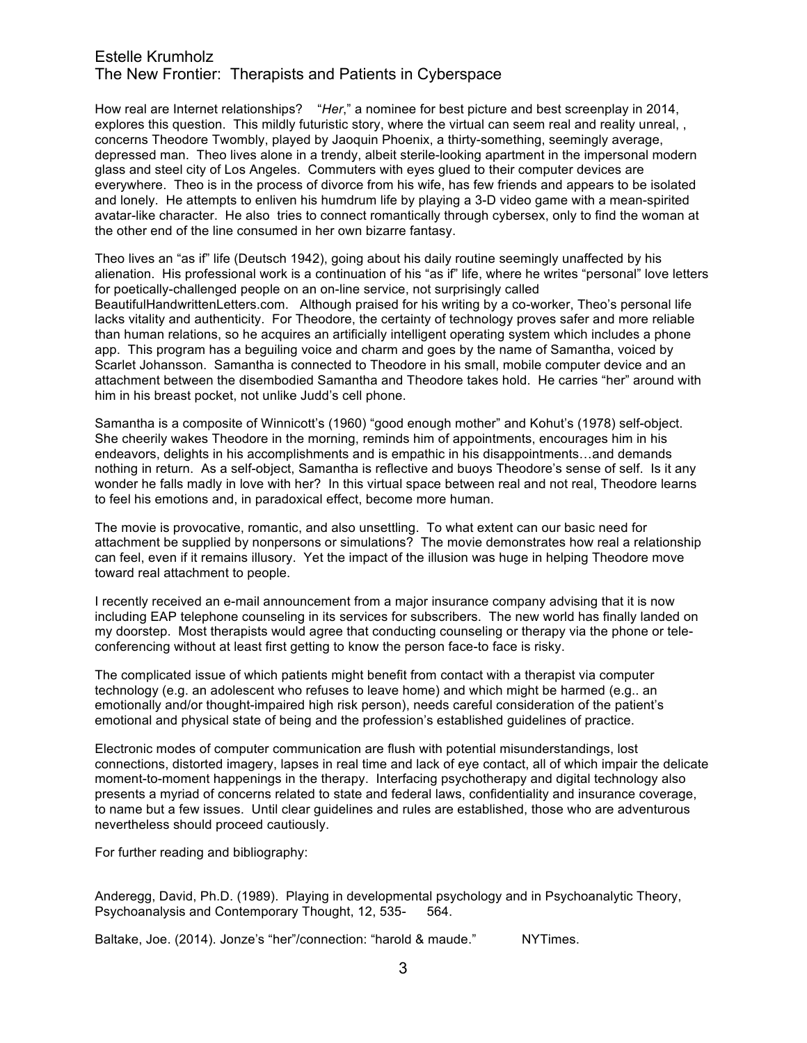Estelle Krumholz
The New Frontier: Therapists and Patients in Cyberspace

How real are Internet relationships? "*Her*," a nominee for best picture and best screenplay in 2014, explores this question. This mildly futuristic story, where the virtual can seem real and reality unreal, , concerns Theodore Twombly, played by Jaoquin Phoenix, a thirty-something, seemingly average, depressed man. Theo lives alone in a trendy, albeit sterile-looking apartment in the impersonal modern glass and steel city of Los Angeles. Commuters with eyes glued to their computer devices are everywhere. Theo is in the process of divorce from his wife, has few friends and appears to be isolated and lonely. He attempts to enliven his humdrum life by playing a 3-D video game with a mean-spirited avatar-like character. He also tries to connect romantically through cybersex, only to find the woman at the other end of the line consumed in her own bizarre fantasy.

Theo lives an "as if" life (Deutsch 1942), going about his daily routine seemingly unaffected by his alienation. His professional work is a continuation of his "as if" life, where he writes "personal" love letters for poetically-challenged people on an on-line service, not surprisingly called BeautifulHandwrittenLetters.com. Although praised for his writing by a co-worker, Theo's personal life lacks vitality and authenticity. For Theodore, the certainty of technology proves safer and more reliable than human relations, so he acquires an artificially intelligent operating system which includes a phone app. This program has a beguiling voice and charm and goes by the name of Samantha, voiced by Scarlet Johansson. Samantha is connected to Theodore in his small, mobile computer device and an attachment between the disembodied Samantha and Theodore takes hold. He carries "her" around with him in his breast pocket, not unlike Judd's cell phone.

Samantha is a composite of Winnicott's (1960) "good enough mother" and Kohut's (1978) self-object. She cheerily wakes Theodore in the morning, reminds him of appointments, encourages him in his endeavors, delights in his accomplishments and is empathic in his disappointments…and demands nothing in return. As a self-object, Samantha is reflective and buoys Theodore's sense of self. Is it any wonder he falls madly in love with her? In this virtual space between real and not real, Theodore learns to feel his emotions and, in paradoxical effect, become more human.

The movie is provocative, romantic, and also unsettling. To what extent can our basic need for attachment be supplied by nonpersons or simulations? The movie demonstrates how real a relationship can feel, even if it remains illusory. Yet the impact of the illusion was huge in helping Theodore move toward real attachment to people.

I recently received an e-mail announcement from a major insurance company advising that it is now including EAP telephone counseling in its services for subscribers. The new world has finally landed on my doorstep. Most therapists would agree that conducting counseling or therapy via the phone or tele-conferencing without at least first getting to know the person face-to face is risky.

The complicated issue of which patients might benefit from contact with a therapist via computer technology (e.g. an adolescent who refuses to leave home) and which might be harmed (e.g.. an emotionally and/or thought-impaired high risk person), needs careful consideration of the patient's emotional and physical state of being and the profession's established guidelines of practice.

Electronic modes of computer communication are flush with potential misunderstandings, lost connections, distorted imagery, lapses in real time and lack of eye contact, all of which impair the delicate moment-to-moment happenings in the therapy. Interfacing psychotherapy and digital technology also presents a myriad of concerns related to state and federal laws, confidentiality and insurance coverage, to name but a few issues. Until clear guidelines and rules are established, those who are adventurous nevertheless should proceed cautiously.

For further reading and bibliography:

Anderegg, David, Ph.D. (1989). Playing in developmental psychology and in Psychoanalytic Theory, Psychoanalysis and Contemporary Thought, 12, 535- 564.

Baltake, Joe. (2014). Jonze's "her"/connection: "harold & maude." NYTimes.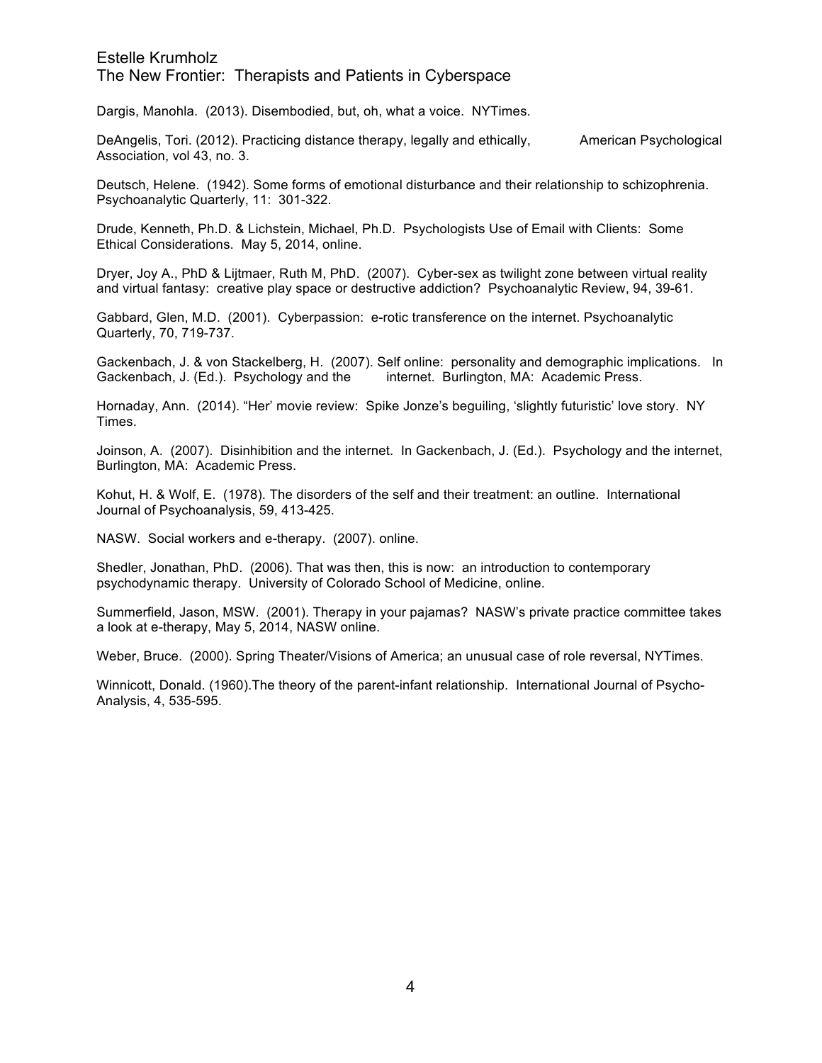Dargis, Manohla. (2013). Disembodied, but, oh, what a voice. NYTimes.

DeAngelis, Tori. (2012). Practicing distance therapy, legally and ethically, American Psychological Association, vol 43, no. 3.

Deutsch, Helene. (1942). Some forms of emotional disturbance and their relationship to schizophrenia. Psychoanalytic Quarterly, 11: 301-322.

Drude, Kenneth, Ph.D. & Lichstein, Michael, Ph.D. Psychologists Use of Email with Clients: Some Ethical Considerations. May 5, 2014, online.

Dryer, Joy A., PhD & Lijtmaer, Ruth M, PhD. (2007). Cyber-sex as twilight zone between virtual reality and virtual fantasy: creative play space or destructive addiction? Psychoanalytic Review, 94, 39-61.

Gabbard, Glen, M.D. (2001). Cyberpassion: e-rotic transference on the internet. Psychoanalytic Quarterly, 70, 719-737.

Gackenbach, J. & von Stackelberg, H. (2007). Self online: personality and demographic implications. In Gackenbach, J. (Ed.). Psychology and the internet. Burlington, MA: Academic Press.

Hornaday, Ann. (2014). "Her' movie review: Spike Jonze's beguiling, 'slightly futuristic' love story. NY Times.

Joinson, A. (2007). Disinhibition and the internet. In Gackenbach, J. (Ed.). Psychology and the internet, Burlington, MA: Academic Press.

Kohut, H. & Wolf, E. (1978). The disorders of the self and their treatment: an outline. International Journal of Psychoanalysis, 59, 413-425.

NASW. Social workers and e-therapy. (2007). online.

Shedler, Jonathan, PhD. (2006). That was then, this is now: an introduction to contemporary psychodynamic therapy. University of Colorado School of Medicine, online.

Summerfield, Jason, MSW. (2001). Therapy in your pajamas? NASW's private practice committee takes a look at e-therapy, May 5, 2014, NASW online.

Weber, Bruce. (2000). Spring Theater/Visions of America; an unusual case of role reversal, NYTimes.

Winnicott, Donald. (1960).The theory of the parent-infant relationship. International Journal of Psycho-Analysis, 4, 535-595.